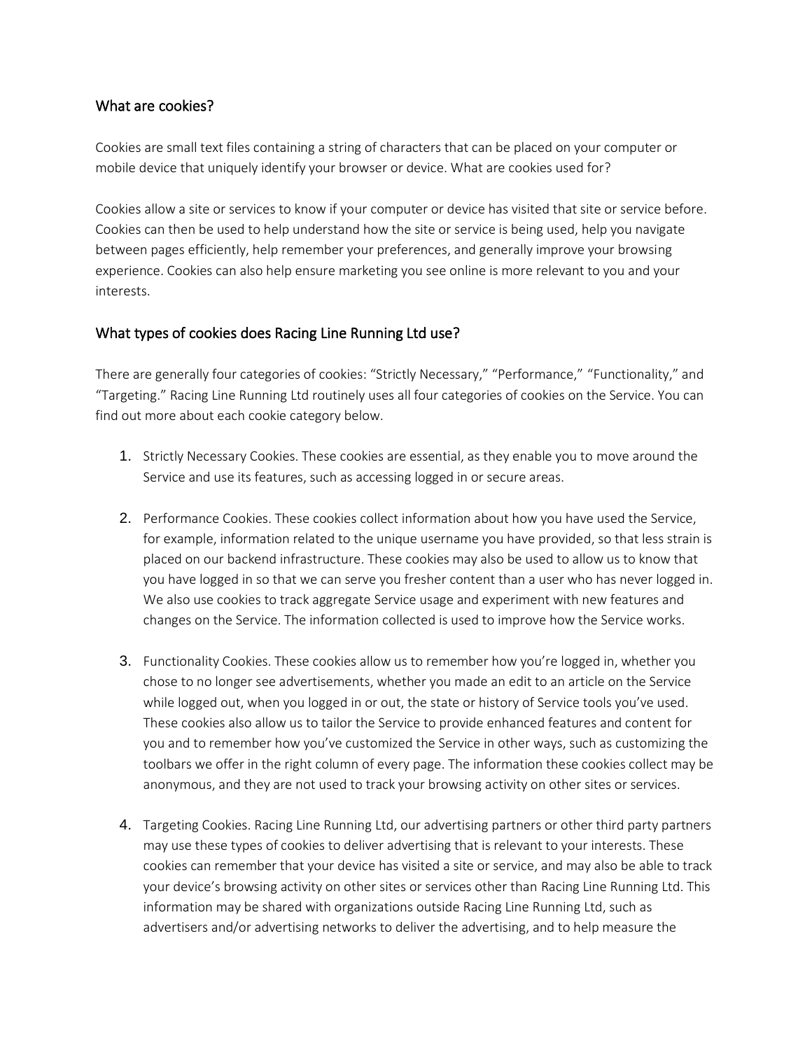## What are cookies?

Cookies are small text files containing a string of characters that can be placed on your computer or mobile device that uniquely identify your browser or device. What are cookies used for?

Cookies allow a site or services to know if your computer or device has visited that site or service before. Cookies can then be used to help understand how the site or service is being used, help you navigate between pages efficiently, help remember your preferences, and generally improve your browsing experience. Cookies can also help ensure marketing you see online is more relevant to you and your interests.

## What types of cookies does Racing Line Running Ltd use?

There are generally four categories of cookies: "Strictly Necessary," "Performance," "Functionality," and "Targeting." Racing Line Running Ltd routinely uses all four categories of cookies on the Service. You can find out more about each cookie category below.

1. Strictly Necessary Cookies. These cookies are essential, as they enable you to move around the Service and use its features, such as accessing logged in or secure areas.

2. Performance Cookies. These cookies collect information about how you have used the Service, for example, information related to the unique username you have provided, so that less strain is placed on our backend infrastructure. These cookies may also be used to allow us to know that you have logged in so that we can serve you fresher content than a user who has never logged in. We also use cookies to track aggregate Service usage and experiment with new features and changes on the Service. The information collected is used to improve how the Service works.

3. Functionality Cookies. These cookies allow us to remember how you're logged in, whether you chose to no longer see advertisements, whether you made an edit to an article on the Service while logged out, when you logged in or out, the state or history of Service tools you've used. These cookies also allow us to tailor the Service to provide enhanced features and content for you and to remember how you've customized the Service in other ways, such as customizing the toolbars we offer in the right column of every page. The information these cookies collect may be anonymous, and they are not used to track your browsing activity on other sites or services.

4. Targeting Cookies. Racing Line Running Ltd, our advertising partners or other third party partners may use these types of cookies to deliver advertising that is relevant to your interests. These cookies can remember that your device has visited a site or service, and may also be able to track your device's browsing activity on other sites or services other than Racing Line Running Ltd. This information may be shared with organizations outside Racing Line Running Ltd, such as advertisers and/or advertising networks to deliver the advertising, and to help measure the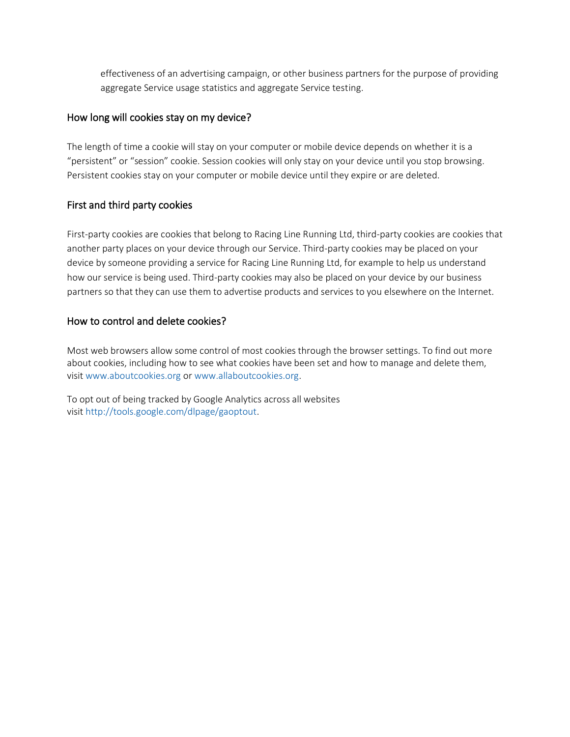effectiveness of an advertising campaign, or other business partners for the purpose of providing aggregate Service usage statistics and aggregate Service testing.

## How long will cookies stay on my device?

The length of time a cookie will stay on your computer or mobile device depends on whether it is a "persistent" or "session" cookie. Session cookies will only stay on your device until you stop browsing. Persistent cookies stay on your computer or mobile device until they expire or are deleted.

## First and third party cookies

First-party cookies are cookies that belong to Racing Line Running Ltd, third-party cookies are cookies that another party places on your device through our Service. Third-party cookies may be placed on your device by someone providing a service for Racing Line Running Ltd, for example to help us understand how our service is being used. Third-party cookies may also be placed on your device by our business partners so that they can use them to advertise products and services to you elsewhere on the Internet.

## How to control and delete cookies?

Most web browsers allow some control of most cookies through the browser settings. To find out more about cookies, including how to see what cookies have been set and how to manage and delete them, visit www.aboutcookies.org or www.allaboutcookies.org.

To opt out of being tracked by Google Analytics across all websites visit http://tools.google.com/dlpage/gaoptout.